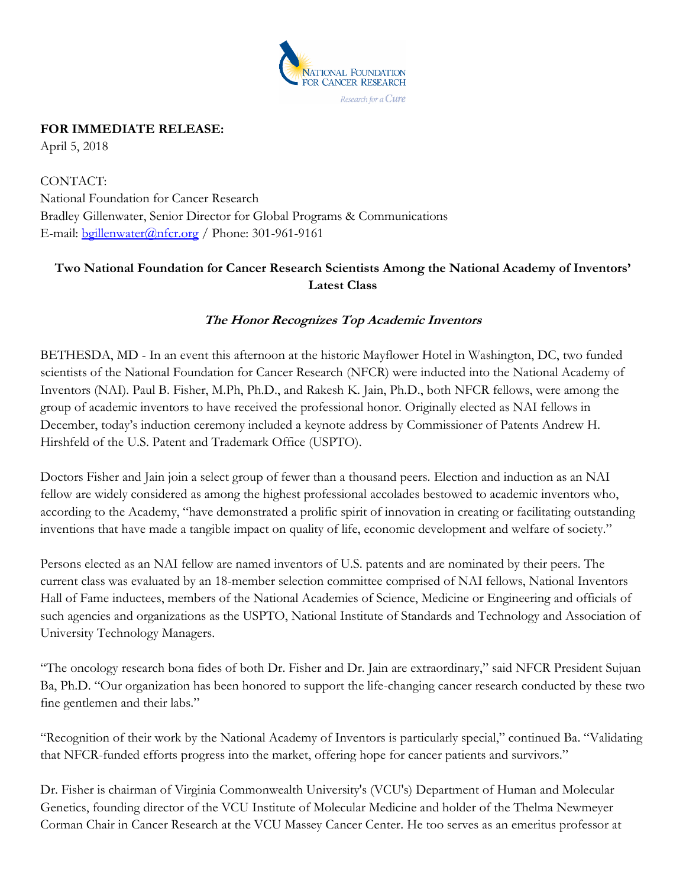**FOR IMMEDIATE RELEASE:**
April 5, 2018

CONTACT:
National Foundation for Cancer Research
Bradley Gillenwater, Senior Director for Global Programs & Communications
E-mail: bgillenwater@nfcr.org / Phone: 301-961-9161

## Two National Foundation for Cancer Research Scientists Among the National Academy of Inventors' Latest Class

### *The Honor Recognizes Top Academic Inventors*

BETHESDA, MD - In an event this afternoon at the historic Mayflower Hotel in Washington, DC, two funded scientists of the National Foundation for Cancer Research (NFCR) were inducted into the National Academy of Inventors (NAI). Paul B. Fisher, M.Ph, Ph.D., and Rakesh K. Jain, Ph.D., both NFCR fellows, were among the group of academic inventors to have received the professional honor. Originally elected as NAI fellows in December, today's induction ceremony included a keynote address by Commissioner of Patents Andrew H. Hirshfeld of the U.S. Patent and Trademark Office (USPTO).

Doctors Fisher and Jain join a select group of fewer than a thousand peers. Election and induction as an NAI fellow are widely considered as among the highest professional accolades bestowed to academic inventors who, according to the Academy, "have demonstrated a prolific spirit of innovation in creating or facilitating outstanding inventions that have made a tangible impact on quality of life, economic development and welfare of society."

Persons elected as an NAI fellow are named inventors of U.S. patents and are nominated by their peers. The current class was evaluated by an 18-member selection committee comprised of NAI fellows, National Inventors Hall of Fame inductees, members of the National Academies of Science, Medicine or Engineering and officials of such agencies and organizations as the USPTO, National Institute of Standards and Technology and Association of University Technology Managers.

"The oncology research bona fides of both Dr. Fisher and Dr. Jain are extraordinary," said NFCR President Sujuan Ba, Ph.D. "Our organization has been honored to support the life-changing cancer research conducted by these two fine gentlemen and their labs."

"Recognition of their work by the National Academy of Inventors is particularly special," continued Ba. "Validating that NFCR-funded efforts progress into the market, offering hope for cancer patients and survivors."

Dr. Fisher is chairman of Virginia Commonwealth University's (VCU's) Department of Human and Molecular Genetics, founding director of the VCU Institute of Molecular Medicine and holder of the Thelma Newmeyer Corman Chair in Cancer Research at the VCU Massey Cancer Center. He too serves as an emeritus professor at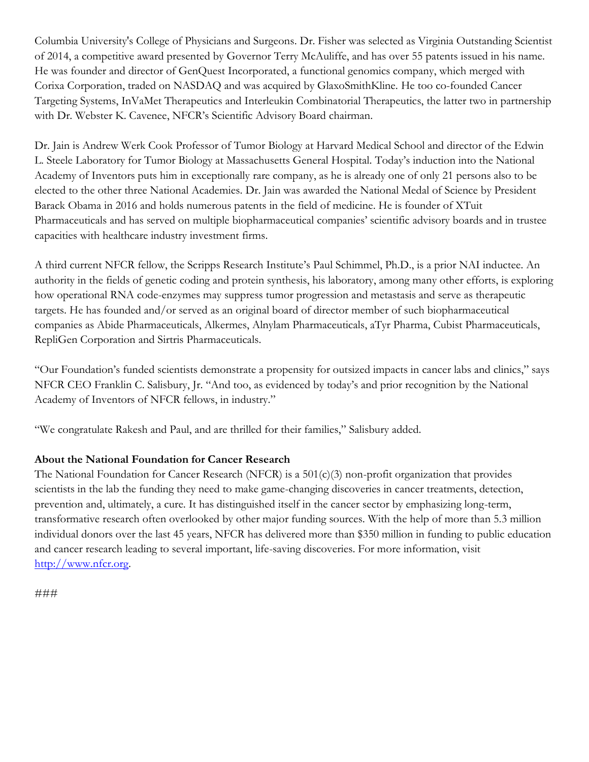Columbia University's College of Physicians and Surgeons. Dr. Fisher was selected as Virginia Outstanding Scientist of 2014, a competitive award presented by Governor Terry McAuliffe, and has over 55 patents issued in his name. He was founder and director of GenQuest Incorporated, a functional genomics company, which merged with Corixa Corporation, traded on NASDAQ and was acquired by GlaxoSmithKline. He too co-founded Cancer Targeting Systems, InVaMet Therapeutics and Interleukin Combinatorial Therapeutics, the latter two in partnership with Dr. Webster K. Cavenee, NFCR's Scientific Advisory Board chairman.

Dr. Jain is Andrew Werk Cook Professor of Tumor Biology at Harvard Medical School and director of the Edwin L. Steele Laboratory for Tumor Biology at Massachusetts General Hospital. Today's induction into the National Academy of Inventors puts him in exceptionally rare company, as he is already one of only 21 persons also to be elected to the other three National Academies. Dr. Jain was awarded the National Medal of Science by President Barack Obama in 2016 and holds numerous patents in the field of medicine. He is founder of XTuit Pharmaceuticals and has served on multiple biopharmaceutical companies' scientific advisory boards and in trustee capacities with healthcare industry investment firms.

A third current NFCR fellow, the Scripps Research Institute's Paul Schimmel, Ph.D., is a prior NAI inductee. An authority in the fields of genetic coding and protein synthesis, his laboratory, among many other efforts, is exploring how operational RNA code-enzymes may suppress tumor progression and metastasis and serve as therapeutic targets. He has founded and/or served as an original board of director member of such biopharmaceutical companies as Abide Pharmaceuticals, Alkermes, Alnylam Pharmaceuticals, aTyr Pharma, Cubist Pharmaceuticals, RepliGen Corporation and Sirtris Pharmaceuticals.

"Our Foundation's funded scientists demonstrate a propensity for outsized impacts in cancer labs and clinics," says NFCR CEO Franklin C. Salisbury, Jr. "And too, as evidenced by today's and prior recognition by the National Academy of Inventors of NFCR fellows, in industry."

"We congratulate Rakesh and Paul, and are thrilled for their families," Salisbury added.

**About the National Foundation for Cancer Research**

The National Foundation for Cancer Research (NFCR) is a 501(c)(3) non-profit organization that provides scientists in the lab the funding they need to make game-changing discoveries in cancer treatments, detection, prevention and, ultimately, a cure. It has distinguished itself in the cancer sector by emphasizing long-term, transformative research often overlooked by other major funding sources. With the help of more than 5.3 million individual donors over the last 45 years, NFCR has delivered more than $350 million in funding to public education and cancer research leading to several important, life-saving discoveries. For more information, visit [http://www.nfcr.org](http://www.nfcr.org).

###